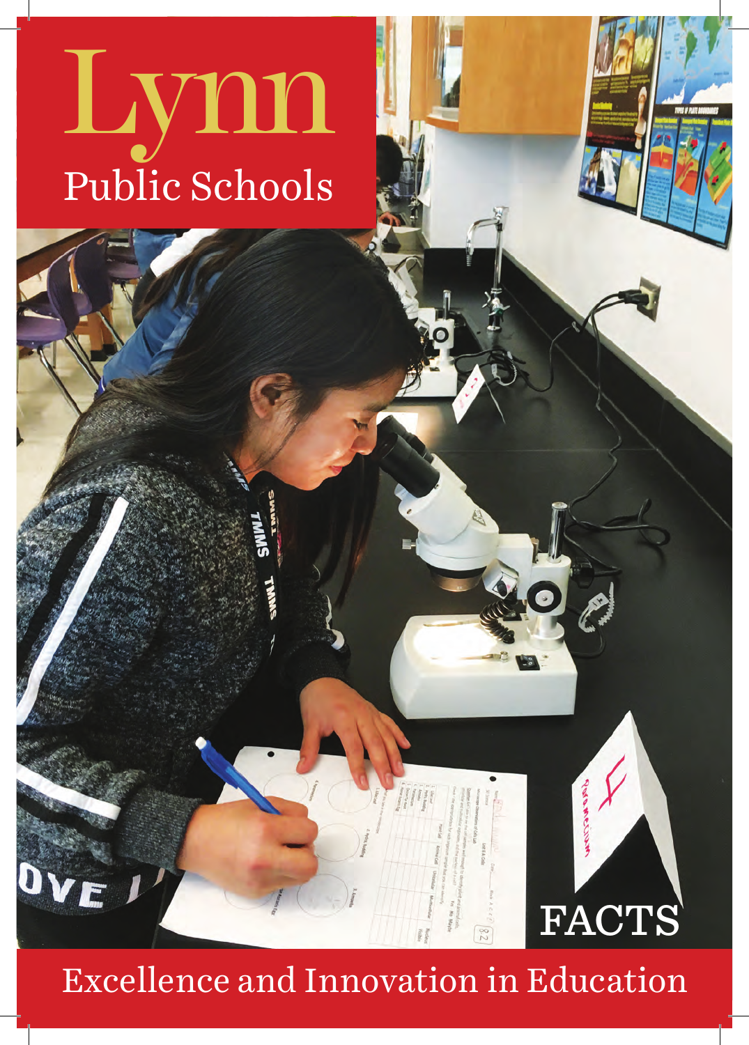# Lynn

## Public Schools

FACTS

Excellence and Innovation in Education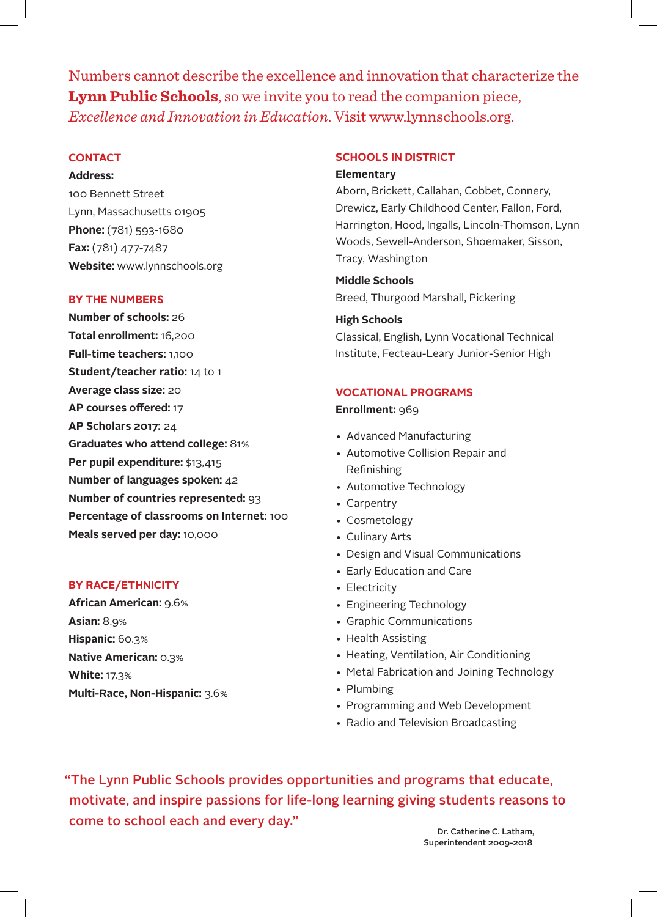Numbers cannot describe the excellence and innovation that characterize the **Lynn Public Schools**, so we invite you to read the companion piece, *Excellence and Innovation in Education*. Visit www.lynnschools.org.

## CONTACT

**Address:**
100 Bennett Street
Lynn, Massachusetts 01905
**Phone:** (781) 593-1680
**Fax:** (781) 477-7487
**Website:** www.lynnschools.org

## BY THE NUMBERS

**Number of schools:** 26
**Total enrollment:** 16,200
**Full-time teachers:** 1,100
**Student/teacher ratio:** 14 to 1
**Average class size:** 20
**AP courses offered:** 17
**AP Scholars 2017:** 24
**Graduates who attend college:** 81%
**Per pupil expenditure:** $13,415
**Number of languages spoken:** 42
**Number of countries represented:** 93
**Percentage of classrooms on Internet:** 100
**Meals served per day:** 10,000

## BY RACE/ETHNICITY

**African American:** 9.6%
**Asian:** 8.9%
**Hispanic:** 60.3%
**Native American:** 0.3%
**White:** 17.3%
**Multi-Race, Non-Hispanic:** 3.6%

## SCHOOLS IN DISTRICT

**Elementary**
Aborn, Brickett, Callahan, Cobbet, Connery, Drewicz, Early Childhood Center, Fallon, Ford, Harrington, Hood, Ingalls, Lincoln-Thomson, Lynn Woods, Sewell-Anderson, Shoemaker, Sisson, Tracy, Washington

**Middle Schools**
Breed, Thurgood Marshall, Pickering

**High Schools**
Classical, English, Lynn Vocational Technical Institute, Fecteau-Leary Junior-Senior High

## VOCATIONAL PROGRAMS

**Enrollment:** 969

- Advanced Manufacturing
- Automotive Collision Repair and Refinishing
- Automotive Technology
- Carpentry
- Cosmetology
- Culinary Arts
- Design and Visual Communications
- Early Education and Care
- Electricity
- Engineering Technology
- Graphic Communications
- Health Assisting
- Heating, Ventilation, Air Conditioning
- Metal Fabrication and Joining Technology
- Plumbing
- Programming and Web Development
- Radio and Television Broadcasting

"The Lynn Public Schools provides opportunities and programs that educate, motivate, and inspire passions for life-long learning giving students reasons to come to school each and every day."

Dr. Catherine C. Latham,
Superintendent 2009-2018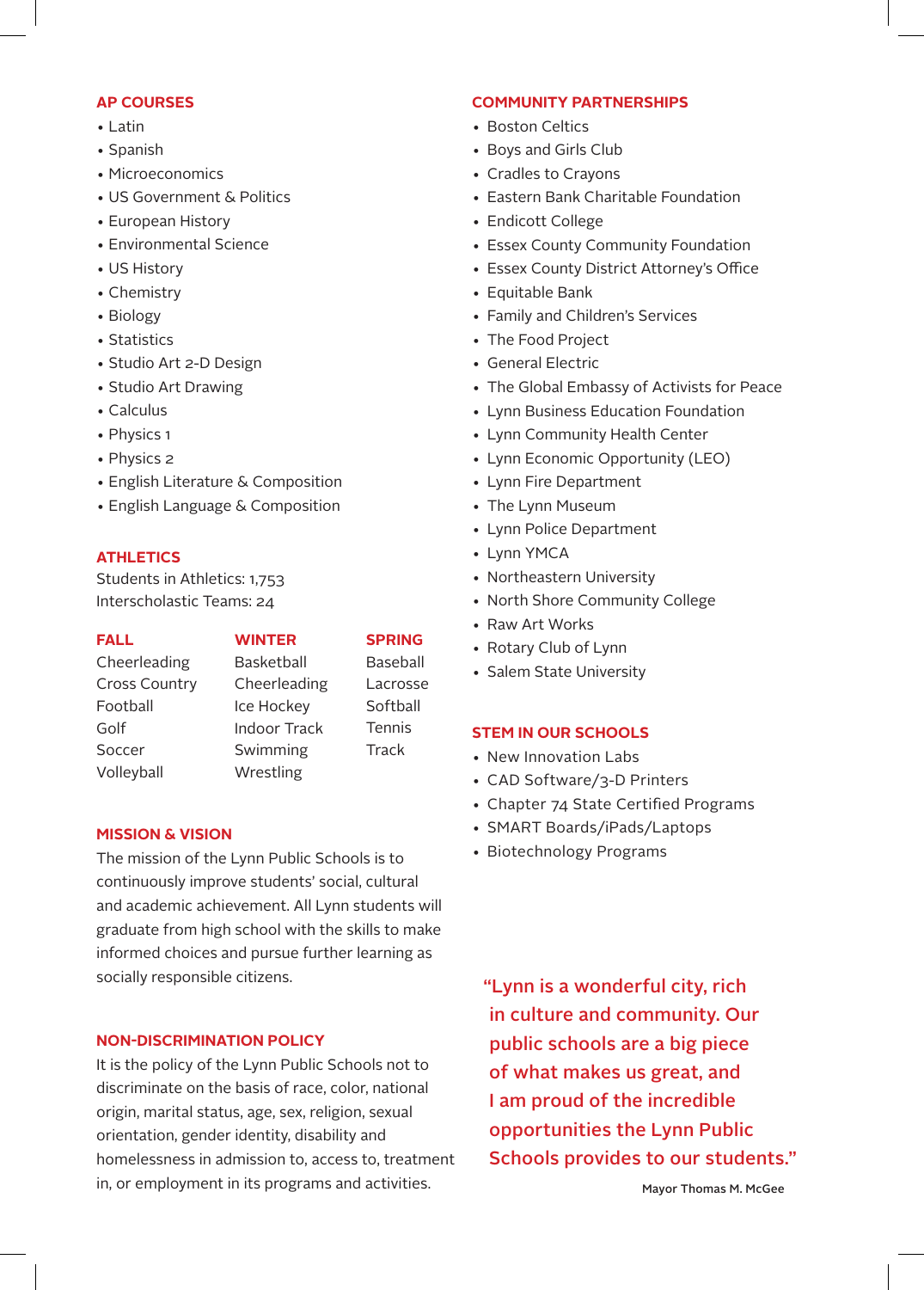## AP COURSES

- Latin
- Spanish
- Microeconomics
- US Government & Politics
- European History
- Environmental Science
- US History
- Chemistry
- Biology
- Statistics
- Studio Art 2-D Design
- Studio Art Drawing
- Calculus
- Physics 1
- Physics 2
- English Literature & Composition
- English Language & Composition

## ATHLETICS

Students in Athletics: 1,753
Interscholastic Teams: 24

| FALL | WINTER | SPRING |
|---|---|---|
| Cheerleading | Basketball | Baseball |
| Cross Country | Cheerleading | Lacrosse |
| Football | Ice Hockey | Softball |
| Golf | Indoor Track | Tennis |
| Soccer | Swimming | Track |
| Volleyball | Wrestling | |

## MISSION & VISION

The mission of the Lynn Public Schools is to continuously improve students' social, cultural and academic achievement. All Lynn students will graduate from high school with the skills to make informed choices and pursue further learning as socially responsible citizens.

## NON-DISCRIMINATION POLICY

It is the policy of the Lynn Public Schools not to discriminate on the basis of race, color, national origin, marital status, age, sex, religion, sexual orientation, gender identity, disability and homelessness in admission to, access to, treatment in, or employment in its programs and activities.

## COMMUNITY PARTNERSHIPS

- Boston Celtics
- Boys and Girls Club
- Cradles to Crayons
- Eastern Bank Charitable Foundation
- Endicott College
- Essex County Community Foundation
- Essex County District Attorney's Office
- Equitable Bank
- Family and Children's Services
- The Food Project
- General Electric
- The Global Embassy of Activists for Peace
- Lynn Business Education Foundation
- Lynn Community Health Center
- Lynn Economic Opportunity (LEO)
- Lynn Fire Department
- The Lynn Museum
- Lynn Police Department
- Lynn YMCA
- Northeastern University
- North Shore Community College
- Raw Art Works
- Rotary Club of Lynn
- Salem State University

## STEM IN OUR SCHOOLS

- New Innovation Labs
- CAD Software/3-D Printers
- Chapter 74 State Certified Programs
- SMART Boards/iPads/Laptops
- Biotechnology Programs

**"Lynn is a wonderful city, rich in culture and community. Our public schools are a big piece of what makes us great, and I am proud of the incredible opportunities the Lynn Public Schools provides to our students."**

Mayor Thomas M. McGee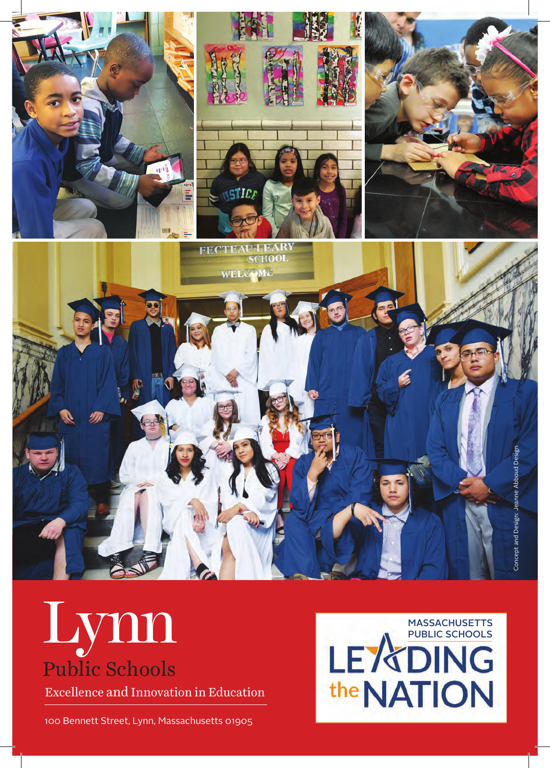# Lynn

## Public Schools

Excellence and Innovation in Education

100 Bennett Street, Lynn, Massachusetts 01905

MASSACHUSETTS PUBLIC SCHOOLS

LEADING the NATION

Concept and Design: Jeanne Abboud Design